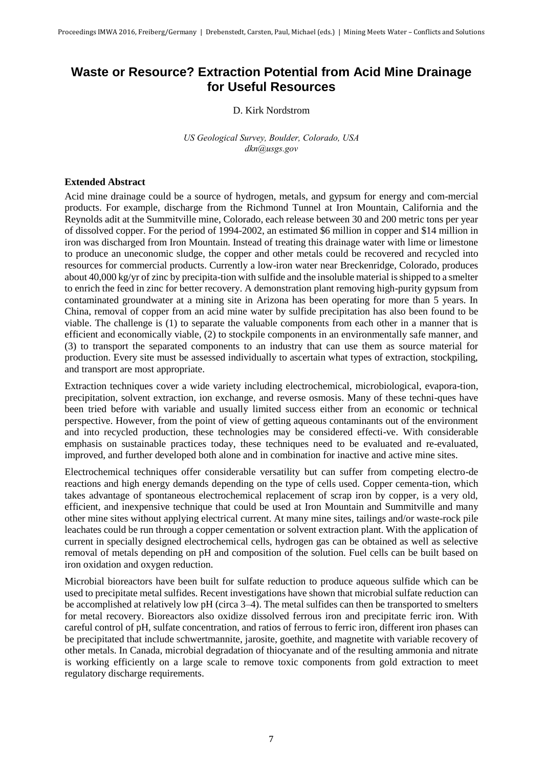# Waste or Resource? Extraction Potential from Acid Mine Drainage for Useful Resources

D. Kirk Nordstrom

*US Geological Survey, Boulder, Colorado, USA*
*dkn@usgs.gov*

### Extended Abstract

Acid mine drainage could be a source of hydrogen, metals, and gypsum for energy and com-mercial products. For example, discharge from the Richmond Tunnel at Iron Mountain, California and the Reynolds adit at the Summitville mine, Colorado, each release between 30 and 200 metric tons per year of dissolved copper. For the period of 1994-2002, an estimated \$6 million in copper and \$14 million in iron was discharged from Iron Mountain. Instead of treating this drainage water with lime or limestone to produce an uneconomic sludge, the copper and other metals could be recovered and recycled into resources for commercial products. Currently a low-iron water near Breckenridge, Colorado, produces about 40,000 kg/yr of zinc by precipita-tion with sulfide and the insoluble material is shipped to a smelter to enrich the feed in zinc for better recovery. A demonstration plant removing high-purity gypsum from contaminated groundwater at a mining site in Arizona has been operating for more than 5 years. In China, removal of copper from an acid mine water by sulfide precipitation has also been found to be viable. The challenge is (1) to separate the valuable components from each other in a manner that is efficient and economically viable, (2) to stockpile components in an environmentally safe manner, and (3) to transport the separated components to an industry that can use them as source material for production. Every site must be assessed individually to ascertain what types of extraction, stockpiling, and transport are most appropriate.

Extraction techniques cover a wide variety including electrochemical, microbiological, evapora-tion, precipitation, solvent extraction, ion exchange, and reverse osmosis. Many of these techni-ques have been tried before with variable and usually limited success either from an economic or technical perspective. However, from the point of view of getting aqueous contaminants out of the environment and into recycled production, these technologies may be considered effecti-ve. With considerable emphasis on sustainable practices today, these techniques need to be evaluated and re-evaluated, improved, and further developed both alone and in combination for inactive and active mine sites.

Electrochemical techniques offer considerable versatility but can suffer from competing electro-de reactions and high energy demands depending on the type of cells used. Copper cementa-tion, which takes advantage of spontaneous electrochemical replacement of scrap iron by copper, is a very old, efficient, and inexpensive technique that could be used at Iron Mountain and Summitville and many other mine sites without applying electrical current. At many mine sites, tailings and/or waste-rock pile leachates could be run through a copper cementation or solvent extraction plant. With the application of current in specially designed electrochemical cells, hydrogen gas can be obtained as well as selective removal of metals depending on pH and composition of the solution. Fuel cells can be built based on iron oxidation and oxygen reduction.

Microbial bioreactors have been built for sulfate reduction to produce aqueous sulfide which can be used to precipitate metal sulfides. Recent investigations have shown that microbial sulfate reduction can be accomplished at relatively low pH (circa 3–4). The metal sulfides can then be transported to smelters for metal recovery. Bioreactors also oxidize dissolved ferrous iron and precipitate ferric iron. With careful control of pH, sulfate concentration, and ratios of ferrous to ferric iron, different iron phases can be precipitated that include schwertmannite, jarosite, goethite, and magnetite with variable recovery of other metals. In Canada, microbial degradation of thiocyanate and of the resulting ammonia and nitrate is working efficiently on a large scale to remove toxic components from gold extraction to meet regulatory discharge requirements.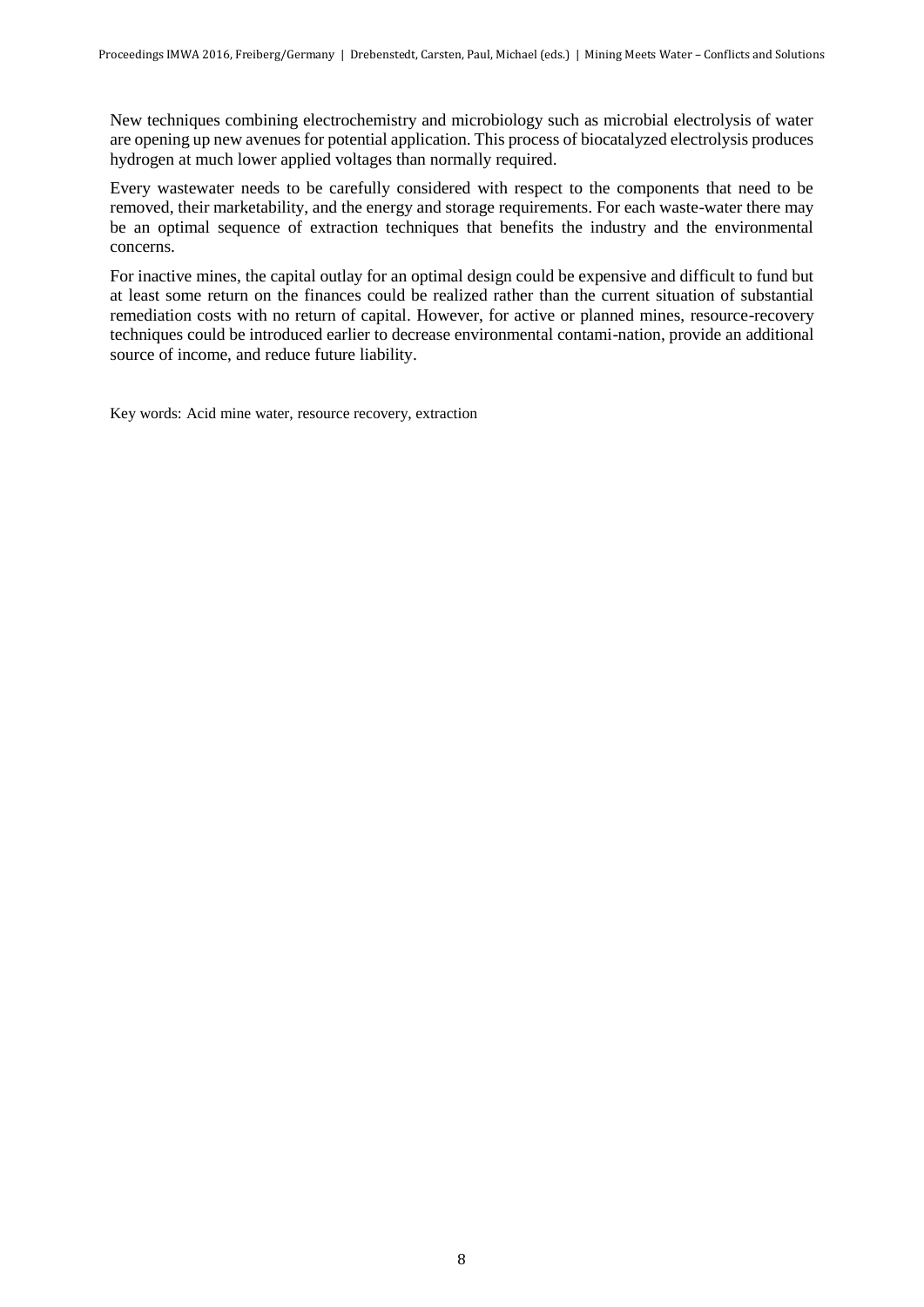New techniques combining electrochemistry and microbiology such as microbial electrolysis of water are opening up new avenues for potential application. This process of biocatalyzed electrolysis produces hydrogen at much lower applied voltages than normally required.

Every wastewater needs to be carefully considered with respect to the components that need to be removed, their marketability, and the energy and storage requirements. For each waste-water there may be an optimal sequence of extraction techniques that benefits the industry and the environmental concerns.

For inactive mines, the capital outlay for an optimal design could be expensive and difficult to fund but at least some return on the finances could be realized rather than the current situation of substantial remediation costs with no return of capital. However, for active or planned mines, resource-recovery techniques could be introduced earlier to decrease environmental contami-nation, provide an additional source of income, and reduce future liability.

Key words: Acid mine water, resource recovery, extraction